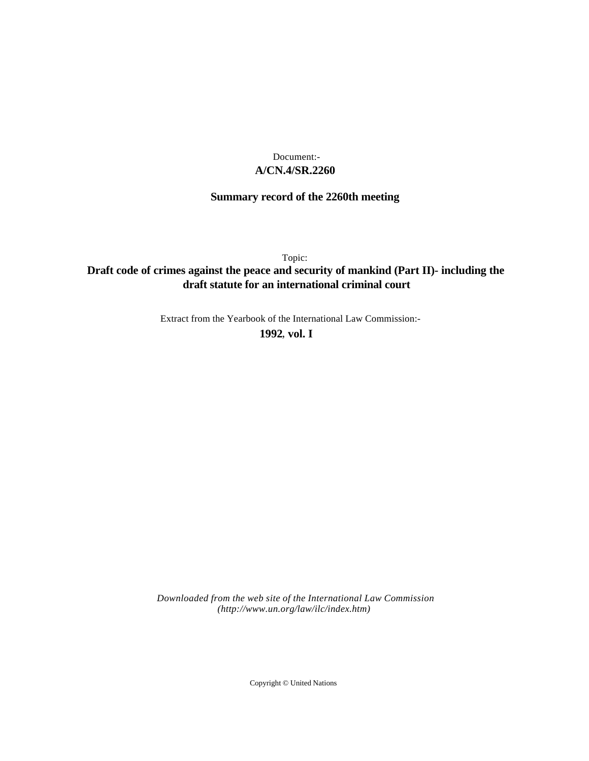Document:-

**A/CN.4/SR.2260**

**Summary record of the 2260th meeting**

Topic:

**Draft code of crimes against the peace and security of mankind (Part II)- including the draft statute for an international criminal court**

Extract from the Yearbook of the International Law Commission:-

**1992, vol. I**

*Downloaded from the web site of the International Law Commission (http://www.un.org/law/ilc/index.htm)*

Copyright © United Nations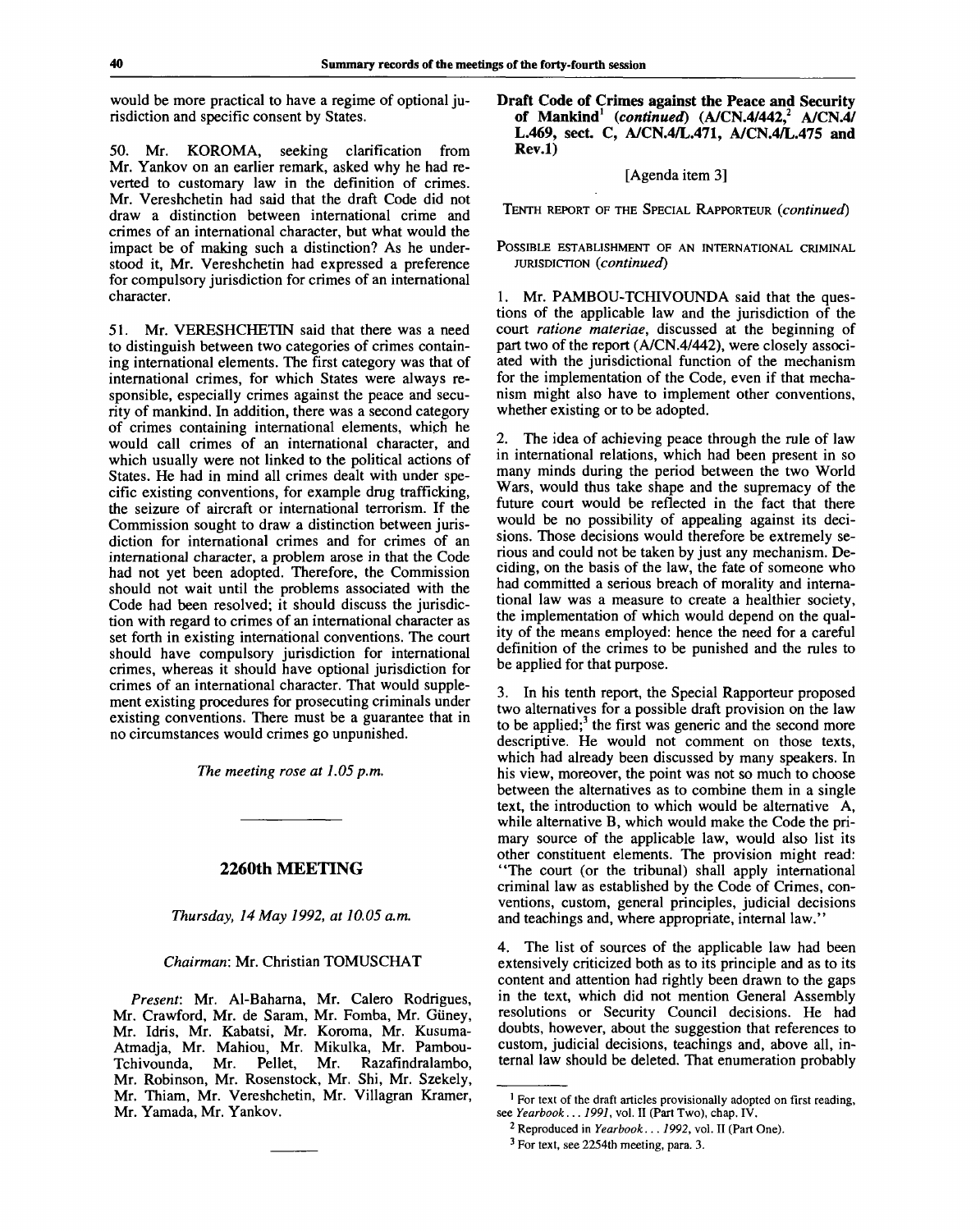would be more practical to have a regime of optional jurisdiction and specific consent by States.

50. Mr. KOROMA, seeking clarification from Mr. Yankov on an earlier remark, asked why he had reverted to customary law in the definition of crimes. Mr. Vereshchetin had said that the draft Code did not draw a distinction between international crime and crimes of an international character, but what would the impact be of making such a distinction? As he understood it, Mr. Vereshchetin had expressed a preference for compulsory jurisdiction for crimes of an international character.

51. Mr. VERESHCHETIN said that there was a need to distinguish between two categories of crimes containing international elements. The first category was that of international crimes, for which States were always responsible, especially crimes against the peace and security of mankind. In addition, there was a second category of crimes containing international elements, which he would call crimes of an international character, and which usually were not linked to the political actions of States. He had in mind all crimes dealt with under specific existing conventions, for example drug trafficking, the seizure of aircraft or international terrorism. If the Commission sought to draw a distinction between jurisdiction for international crimes and for crimes of an international character, a problem arose in that the Code had not yet been adopted. Therefore, the Commission should not wait until the problems associated with the Code had been resolved; it should discuss the jurisdiction with regard to crimes of an international character as set forth in existing international conventions. The court should have compulsory jurisdiction for international crimes, whereas it should have optional jurisdiction for crimes of an international character. That would supplement existing procedures for prosecuting criminals under existing conventions. There must be a guarantee that in no circumstances would crimes go unpunished.

*The meeting rose at 1.05 p.m.*

---

## 2260th MEETING

*Thursday, 14 May 1992, at 10.05 a.m.*

*Chairman*: Mr. Christian TOMUSCHAT

*Present*: Mr. Al-Baharna, Mr. Calero Rodrigues, Mr. Crawford, Mr. de Saram, Mr. Fomba, Mr. Güney, Mr. Idris, Mr. Kabatsi, Mr. Koroma, Mr. Kusuma-Atmadja, Mr. Mahiou, Mr. Mikulka, Mr. Pambou-Tchivounda, Mr. Pellet, Mr. Razafindralambo, Mr. Robinson, Mr. Rosenstock, Mr. Shi, Mr. Szekely, Mr. Thiam, Mr. Vereshchetin, Mr. Villagran Kramer, Mr. Yamada, Mr. Yankov.

---

### Draft Code of Crimes against the Peace and Security of Mankind[1] (*continued*) (A/CN.4/442,[2] A/CN.4/L.469, sect. C, A/CN.4/L.471, A/CN.4/L.475 and Rev.1)

[Agenda item 3]

TENTH REPORT OF THE SPECIAL RAPPORTEUR (*continued*)

POSSIBLE ESTABLISHMENT OF AN INTERNATIONAL CRIMINAL JURISDICTION (*continued*)

1. Mr. PAMBOU-TCHIVOUNDA said that the questions of the applicable law and the jurisdiction of the court *ratione materiae*, discussed at the beginning of part two of the report (A/CN.4/442), were closely associated with the jurisdictional function of the mechanism for the implementation of the Code, even if that mechanism might also have to implement other conventions, whether existing or to be adopted.

2. The idea of achieving peace through the rule of law in international relations, which had been present in so many minds during the period between the two World Wars, would thus take shape and the supremacy of the future court would be reflected in the fact that there would be no possibility of appealing against its decisions. Those decisions would therefore be extremely serious and could not be taken by just any mechanism. Deciding, on the basis of the law, the fate of someone who had committed a serious breach of morality and international law was a measure to create a healthier society, the implementation of which would depend on the quality of the means employed: hence the need for a careful definition of the crimes to be punished and the rules to be applied for that purpose.

3. In his tenth report, the Special Rapporteur proposed two alternatives for a possible draft provision on the law to be applied;[3] the first was generic and the second more descriptive. He would not comment on those texts, which had already been discussed by many speakers. In his view, moreover, the point was not so much to choose between the alternatives as to combine them in a single text, the introduction to which would be alternative A, while alternative B, which would make the Code the primary source of the applicable law, would also list its other constituent elements. The provision might read: "The court (or the tribunal) shall apply international criminal law as established by the Code of Crimes, conventions, custom, general principles, judicial decisions and teachings and, where appropriate, internal law."

4. The list of sources of the applicable law had been extensively criticized both as to its principle and as to its content and attention had rightly been drawn to the gaps in the text, which did not mention General Assembly resolutions or Security Council decisions. He had doubts, however, about the suggestion that references to custom, judicial decisions, teachings and, above all, internal law should be deleted. That enumeration probably

---

[1] For text of the draft articles provisionally adopted on first reading, see *Yearbook . . . 1991*, vol. II (Part Two), chap. IV.

[2] Reproduced in *Yearbook . . . 1992*, vol. II (Part One).

[3] For text, see 2254th meeting, para. 3.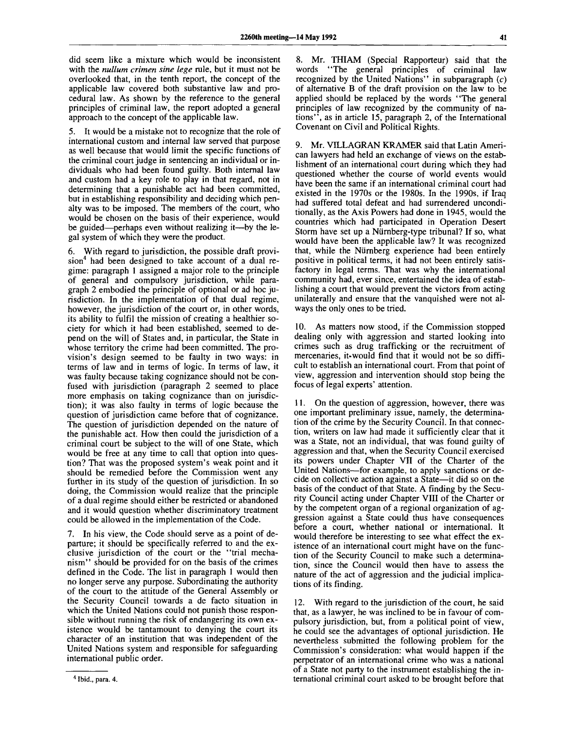did seem like a mixture which would be inconsistent with the *nullum crimen sine lege* rule, but it must not be overlooked that, in the tenth report, the concept of the applicable law covered both substantive law and procedural law. As shown by the reference to the general principles of criminal law, the report adopted a general approach to the concept of the applicable law.

5. It would be a mistake not to recognize that the role of international custom and internal law served that purpose as well because that would limit the specific functions of the criminal court judge in sentencing an individual or individuals who had been found guilty. Both internal law and custom had a key role to play in that regard, not in determining that a punishable act had been committed, but in establishing responsibility and deciding which penalty was to be imposed. The members of the court, who would be chosen on the basis of their experience, would be guided—perhaps even without realizing it—by the legal system of which they were the product.

6. With regard to jurisdiction, the possible draft provision[4] had been designed to take account of a dual regime: paragraph 1 assigned a major role to the principle of general and compulsory jurisdiction, while paragraph 2 embodied the principle of optional or ad hoc jurisdiction. In the implementation of that dual regime, however, the jurisdiction of the court or, in other words, its ability to fulfil the mission of creating a healthier society for which it had been established, seemed to depend on the will of States and, in particular, the State in whose territory the crime had been committed. The provision's design seemed to be faulty in two ways: in terms of law and in terms of logic. In terms of law, it was faulty because taking cognizance should not be confused with jurisdiction (paragraph 2 seemed to place more emphasis on taking cognizance than on jurisdiction); it was also faulty in terms of logic because the question of jurisdiction came before that of cognizance. The question of jurisdiction depended on the nature of the punishable act. How then could the jurisdiction of a criminal court be subject to the will of one State, which would be free at any time to call that option into question? That was the proposed system's weak point and it should be remedied before the Commission went any further in its study of the question of jurisdiction. In so doing, the Commission would realize that the principle of a dual regime should either be restricted or abandoned and it would question whether discriminatory treatment could be allowed in the implementation of the Code.

7. In his view, the Code should serve as a point of departure; it should be specifically referred to and the exclusive jurisdiction of the court or the "trial mechanism" should be provided for on the basis of the crimes defined in the Code. The list in paragraph 1 would then no longer serve any purpose. Subordinating the authority of the court to the attitude of the General Assembly or the Security Council towards a de facto situation in which the United Nations could not punish those responsible without running the risk of endangering its own existence would be tantamount to denying the court its character of an institution that was independent of the United Nations system and responsible for safeguarding international public order.

[4] Ibid., para. 4.

8. Mr. THIAM (Special Rapporteur) said that the words "The general principles of criminal law recognized by the United Nations" in subparagraph (*c*) of alternative B of the draft provision on the law to be applied should be replaced by the words "The general principles of law recognized by the community of nations", as in article 15, paragraph 2, of the International Covenant on Civil and Political Rights.

9. Mr. VILLAGRAN KRAMER said that Latin American lawyers had held an exchange of views on the establishment of an international court during which they had questioned whether the course of world events would have been the same if an international criminal court had existed in the 1970s or the 1980s. In the 1990s, if Iraq had suffered total defeat and had surrendered unconditionally, as the Axis Powers had done in 1945, would the countries which had participated in Operation Desert Storm have set up a Nürnberg-type tribunal? If so, what would have been the applicable law? It was recognized that, while the Nürnberg experience had been entirely positive in political terms, it had not been entirely satisfactory in legal terms. That was why the international community had, ever since, entertained the idea of establishing a court that would prevent the victors from acting unilaterally and ensure that the vanquished were not always the only ones to be tried.

10. As matters now stood, if the Commission stopped dealing only with aggression and started looking into crimes such as drug trafficking or the recruitment of mercenaries, it would find that it would not be so difficult to establish an international court. From that point of view, aggression and intervention should stop being the focus of legal experts' attention.

11. On the question of aggression, however, there was one important preliminary issue, namely, the determination of the crime by the Security Council. In that connection, writers on law had made it sufficiently clear that it was a State, not an individual, that was found guilty of aggression and that, when the Security Council exercised its powers under Chapter VII of the Charter of the United Nations—for example, to apply sanctions or decide on collective action against a State—it did so on the basis of the conduct of that State. A finding by the Security Council acting under Chapter VIII of the Charter or by the competent organ of a regional organization of aggression against a State could thus have consequences before a court, whether national or international. It would therefore be interesting to see what effect the existence of an international court might have on the function of the Security Council to make such a determination, since the Council would then have to assess the nature of the act of aggression and the judicial implications of its finding.

12. With regard to the jurisdiction of the court, he said that, as a lawyer, he was inclined to be in favour of compulsory jurisdiction, but, from a political point of view, he could see the advantages of optional jurisdiction. He nevertheless submitted the following problem for the Commission's consideration: what would happen if the perpetrator of an international crime who was a national of a State not party to the instrument establishing the international criminal court asked to be brought before that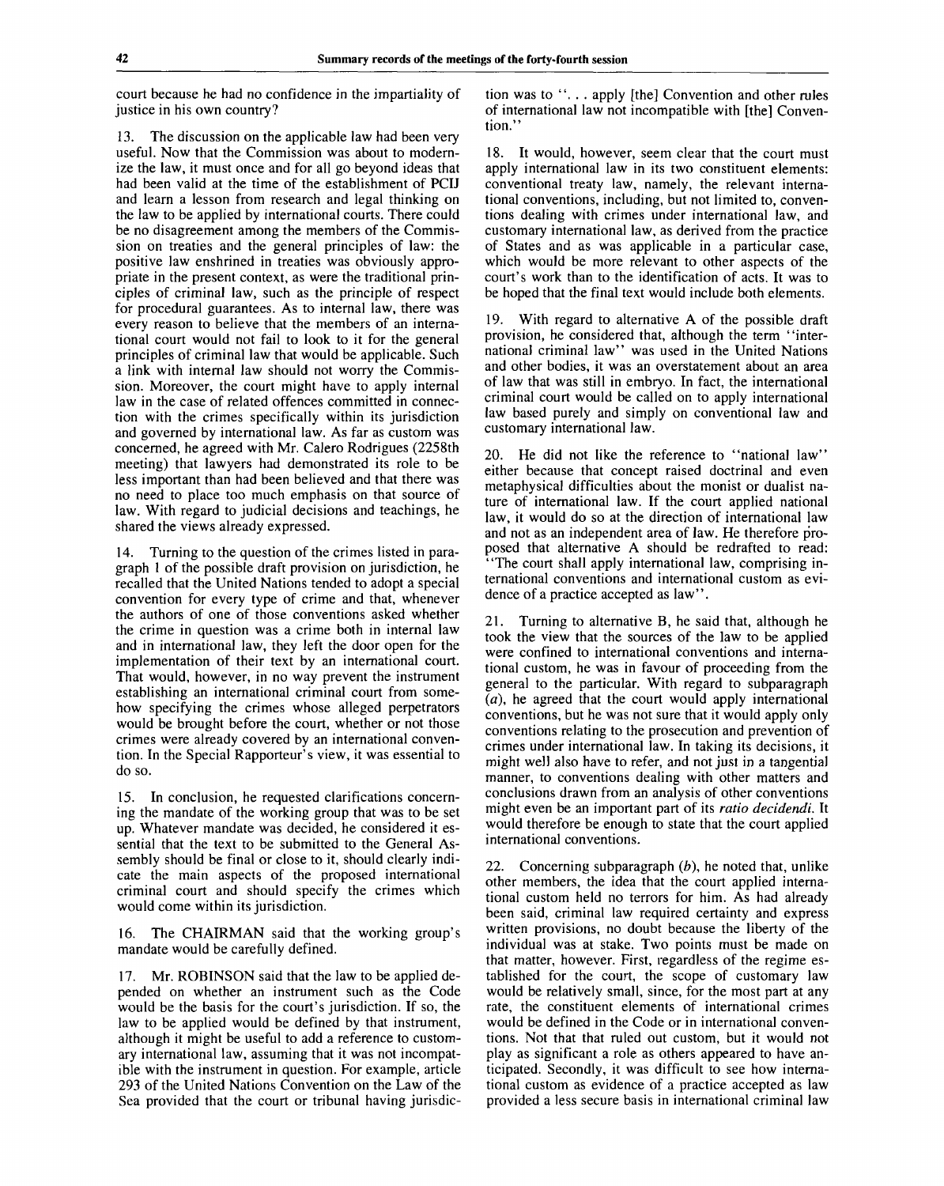court because he had no confidence in the impartiality of justice in his own country?

13. The discussion on the applicable law had been very useful. Now that the Commission was about to modernize the law, it must once and for all go beyond ideas that had been valid at the time of the establishment of PCIJ and learn a lesson from research and legal thinking on the law to be applied by international courts. There could be no disagreement among the members of the Commission on treaties and the general principles of law: the positive law enshrined in treaties was obviously appropriate in the present context, as were the traditional principles of criminal law, such as the principle of respect for procedural guarantees. As to internal law, there was every reason to believe that the members of an international court would not fail to look to it for the general principles of criminal law that would be applicable. Such a link with internal law should not worry the Commission. Moreover, the court might have to apply internal law in the case of related offences committed in connection with the crimes specifically within its jurisdiction and governed by international law. As far as custom was concerned, he agreed with Mr. Calero Rodrigues (2258th meeting) that lawyers had demonstrated its role to be less important than had been believed and that there was no need to place too much emphasis on that source of law. With regard to judicial decisions and teachings, he shared the views already expressed.

14. Turning to the question of the crimes listed in paragraph 1 of the possible draft provision on jurisdiction, he recalled that the United Nations tended to adopt a special convention for every type of crime and that, whenever the authors of one of those conventions asked whether the crime in question was a crime both in internal law and in international law, they left the door open for the implementation of their text by an international court. That would, however, in no way prevent the instrument establishing an international criminal court from somehow specifying the crimes whose alleged perpetrators would be brought before the court, whether or not those crimes were already covered by an international convention. In the Special Rapporteur's view, it was essential to do so.

15. In conclusion, he requested clarifications concerning the mandate of the working group that was to be set up. Whatever mandate was decided, he considered it essential that the text to be submitted to the General Assembly should be final or close to it, should clearly indicate the main aspects of the proposed international criminal court and should specify the crimes which would come within its jurisdiction.

16. The CHAIRMAN said that the working group's mandate would be carefully defined.

17. Mr. ROBINSON said that the law to be applied depended on whether an instrument such as the Code would be the basis for the court's jurisdiction. If so, the law to be applied would be defined by that instrument, although it might be useful to add a reference to customary international law, assuming that it was not incompatible with the instrument in question. For example, article 293 of the United Nations Convention on the Law of the Sea provided that the court or tribunal having jurisdiction was to "... apply [the] Convention and other rules of international law not incompatible with [the] Convention."

18. It would, however, seem clear that the court must apply international law in its two constituent elements: conventional treaty law, namely, the relevant international conventions, including, but not limited to, conventions dealing with crimes under international law, and customary international law, as derived from the practice of States and as was applicable in a particular case, which would be more relevant to other aspects of the court's work than to the identification of acts. It was to be hoped that the final text would include both elements.

19. With regard to alternative A of the possible draft provision, he considered that, although the term "international criminal law" was used in the United Nations and other bodies, it was an overstatement about an area of law that was still in embryo. In fact, the international criminal court would be called on to apply international law based purely and simply on conventional law and customary international law.

20. He did not like the reference to "national law" either because that concept raised doctrinal and even metaphysical difficulties about the monist or dualist nature of international law. If the court applied national law, it would do so at the direction of international law and not as an independent area of law. He therefore proposed that alternative A should be redrafted to read: "The court shall apply international law, comprising international conventions and international custom as evidence of a practice accepted as law".

21. Turning to alternative B, he said that, although he took the view that the sources of the law to be applied were confined to international conventions and international custom, he was in favour of proceeding from the general to the particular. With regard to subparagraph (*a*), he agreed that the court would apply international conventions, but he was not sure that it would apply only conventions relating to the prosecution and prevention of crimes under international law. In taking its decisions, it might well also have to refer, and not just in a tangential manner, to conventions dealing with other matters and conclusions drawn from an analysis of other conventions might even be an important part of its *ratio decidendi*. It would therefore be enough to state that the court applied international conventions.

22. Concerning subparagraph (*b*), he noted that, unlike other members, the idea that the court applied international custom held no terrors for him. As had already been said, criminal law required certainty and express written provisions, no doubt because the liberty of the individual was at stake. Two points must be made on that matter, however. First, regardless of the regime established for the court, the scope of customary law would be relatively small, since, for the most part at any rate, the constituent elements of international crimes would be defined in the Code or in international conventions. Not that that ruled out custom, but it would not play as significant a role as others appeared to have anticipated. Secondly, it was difficult to see how international custom as evidence of a practice accepted as law provided a less secure basis in international criminal law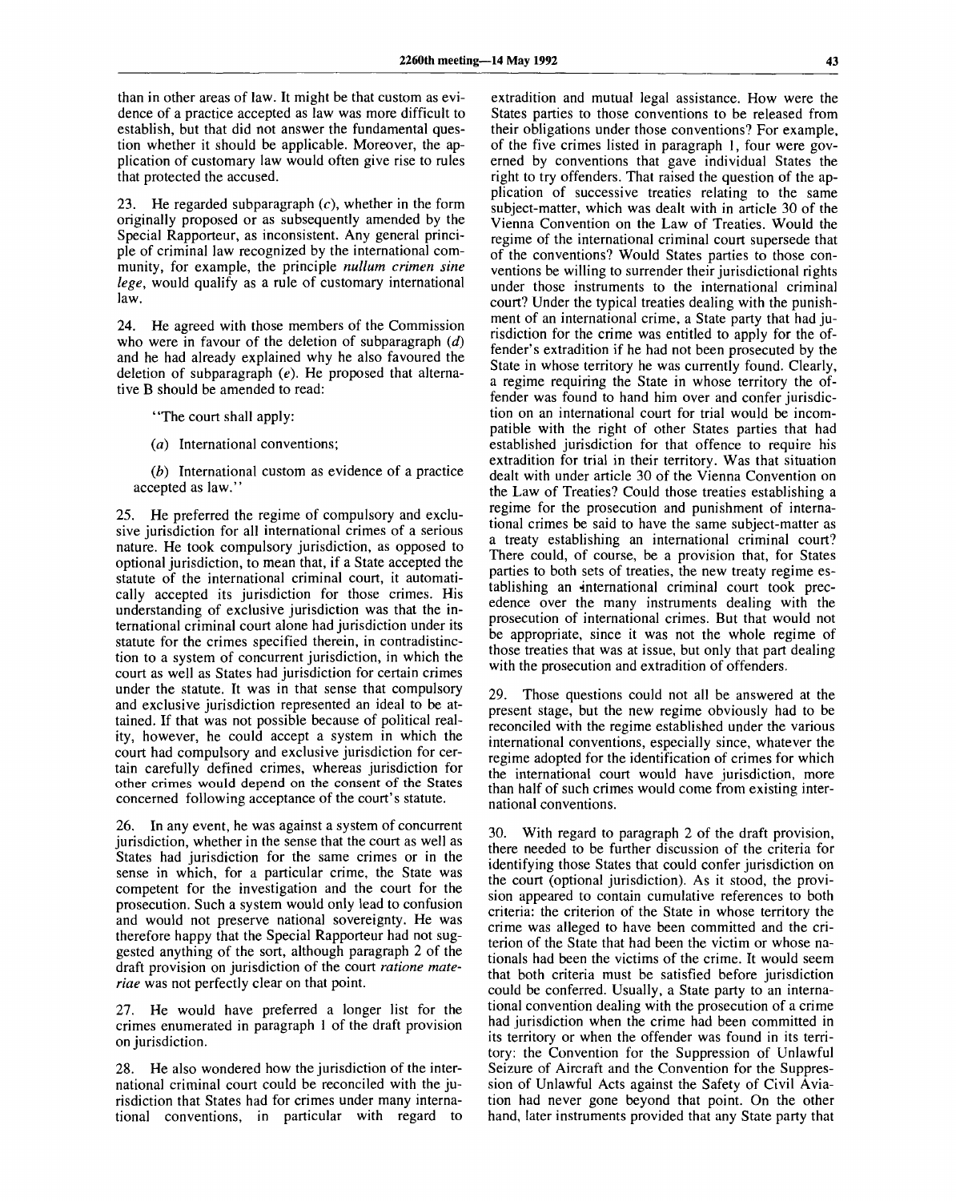than in other areas of law. It might be that custom as evidence of a practice accepted as law was more difficult to establish, but that did not answer the fundamental question whether it should be applicable. Moreover, the application of customary law would often give rise to rules that protected the accused.

23. He regarded subparagraph (*c*), whether in the form originally proposed or as subsequently amended by the Special Rapporteur, as inconsistent. Any general principle of criminal law recognized by the international community, for example, the principle *nullum crimen sine lege*, would qualify as a rule of customary international law.

24. He agreed with those members of the Commission who were in favour of the deletion of subparagraph (*d*) and he had already explained why he also favoured the deletion of subparagraph (*e*). He proposed that alternative B should be amended to read:

"The court shall apply:

(*a*) International conventions;

(*b*) International custom as evidence of a practice accepted as law."

25. He preferred the regime of compulsory and exclusive jurisdiction for all international crimes of a serious nature. He took compulsory jurisdiction, as opposed to optional jurisdiction, to mean that, if a State accepted the statute of the international criminal court, it automatically accepted its jurisdiction for those crimes. His understanding of exclusive jurisdiction was that the international criminal court alone had jurisdiction under its statute for the crimes specified therein, in contradistinction to a system of concurrent jurisdiction, in which the court as well as States had jurisdiction for certain crimes under the statute. It was in that sense that compulsory and exclusive jurisdiction represented an ideal to be attained. If that was not possible because of political reality, however, he could accept a system in which the court had compulsory and exclusive jurisdiction for certain carefully defined crimes, whereas jurisdiction for other crimes would depend on the consent of the States concerned following acceptance of the court's statute.

26. In any event, he was against a system of concurrent jurisdiction, whether in the sense that the court as well as States had jurisdiction for the same crimes or in the sense in which, for a particular crime, the State was competent for the investigation and the court for the prosecution. Such a system would only lead to confusion and would not preserve national sovereignty. He was therefore happy that the Special Rapporteur had not suggested anything of the sort, although paragraph 2 of the draft provision on jurisdiction of the court *ratione materiae* was not perfectly clear on that point.

27. He would have preferred a longer list for the crimes enumerated in paragraph 1 of the draft provision on jurisdiction.

28. He also wondered how the jurisdiction of the international criminal court could be reconciled with the jurisdiction that States had for crimes under many international conventions, in particular with regard to extradition and mutual legal assistance. How were the States parties to those conventions to be released from their obligations under those conventions? For example, of the five crimes listed in paragraph 1, four were governed by conventions that gave individual States the right to try offenders. That raised the question of the application of successive treaties relating to the same subject-matter, which was dealt with in article 30 of the Vienna Convention on the Law of Treaties. Would the regime of the international criminal court supersede that of the conventions? Would States parties to those conventions be willing to surrender their jurisdictional rights under those instruments to the international criminal court? Under the typical treaties dealing with the punishment of an international crime, a State party that had jurisdiction for the crime was entitled to apply for the offender's extradition if he had not been prosecuted by the State in whose territory he was currently found. Clearly, a regime requiring the State in whose territory the offender was found to hand him over and confer jurisdiction on an international court for trial would be incompatible with the right of other States parties that had established jurisdiction for that offence to require his extradition for trial in their territory. Was that situation dealt with under article 30 of the Vienna Convention on the Law of Treaties? Could those treaties establishing a regime for the prosecution and punishment of international crimes be said to have the same subject-matter as a treaty establishing an international criminal court? There could, of course, be a provision that, for States parties to both sets of treaties, the new treaty regime establishing an international criminal court took precedence over the many instruments dealing with the prosecution of international crimes. But that would not be appropriate, since it was not the whole regime of those treaties that was at issue, but only that part dealing with the prosecution and extradition of offenders.

29. Those questions could not all be answered at the present stage, but the new regime obviously had to be reconciled with the regime established under the various international conventions, especially since, whatever the regime adopted for the identification of crimes for which the international court would have jurisdiction, more than half of such crimes would come from existing international conventions.

30. With regard to paragraph 2 of the draft provision, there needed to be further discussion of the criteria for identifying those States that could confer jurisdiction on the court (optional jurisdiction). As it stood, the provision appeared to contain cumulative references to both criteria: the criterion of the State in whose territory the crime was alleged to have been committed and the criterion of the State that had been the victim or whose nationals had been the victims of the crime. It would seem that both criteria must be satisfied before jurisdiction could be conferred. Usually, a State party to an international convention dealing with the prosecution of a crime had jurisdiction when the crime had been committed in its territory or when the offender was found in its territory: the Convention for the Suppression of Unlawful Seizure of Aircraft and the Convention for the Suppression of Unlawful Acts against the Safety of Civil Aviation had never gone beyond that point. On the other hand, later instruments provided that any State party that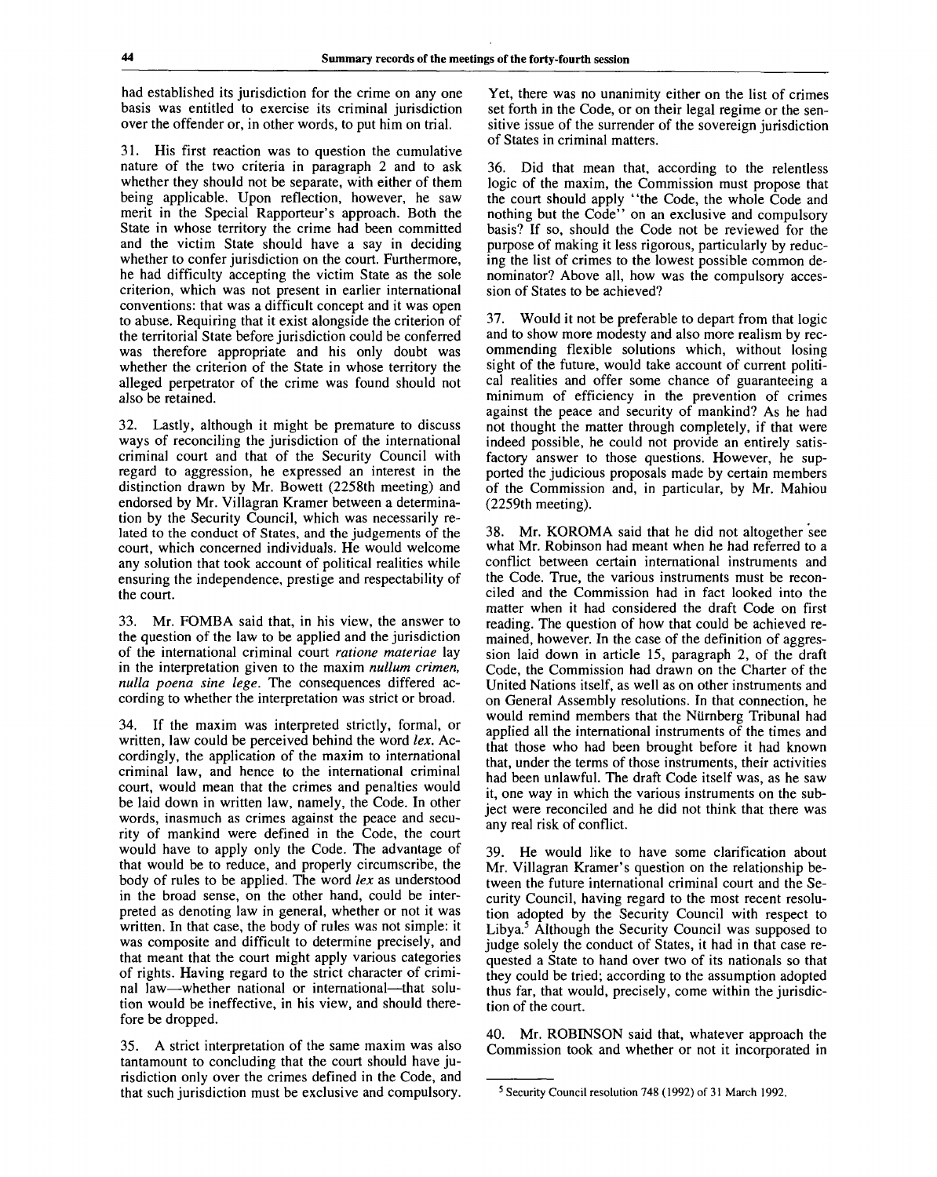had established its jurisdiction for the crime on any one basis was entitled to exercise its criminal jurisdiction over the offender or, in other words, to put him on trial.

31. His first reaction was to question the cumulative nature of the two criteria in paragraph 2 and to ask whether they should not be separate, with either of them being applicable. Upon reflection, however, he saw merit in the Special Rapporteur's approach. Both the State in whose territory the crime had been committed and the victim State should have a say in deciding whether to confer jurisdiction on the court. Furthermore, he had difficulty accepting the victim State as the sole criterion, which was not present in earlier international conventions: that was a difficult concept and it was open to abuse. Requiring that it exist alongside the criterion of the territorial State before jurisdiction could be conferred was therefore appropriate and his only doubt was whether the criterion of the State in whose territory the alleged perpetrator of the crime was found should not also be retained.

32. Lastly, although it might be premature to discuss ways of reconciling the jurisdiction of the international criminal court and that of the Security Council with regard to aggression, he expressed an interest in the distinction drawn by Mr. Bowett (2258th meeting) and endorsed by Mr. Villagran Kramer between a determination by the Security Council, which was necessarily related to the conduct of States, and the judgements of the court, which concerned individuals. He would welcome any solution that took account of political realities while ensuring the independence, prestige and respectability of the court.

33. Mr. FOMBA said that, in his view, the answer to the question of the law to be applied and the jurisdiction of the international criminal court *ratione materiae* lay in the interpretation given to the maxim *nullum crimen, nulla poena sine lege.* The consequences differed according to whether the interpretation was strict or broad.

34. If the maxim was interpreted strictly, formal, or written, law could be perceived behind the word *lex.* Accordingly, the application of the maxim to international criminal law, and hence to the international criminal court, would mean that the crimes and penalties would be laid down in written law, namely, the Code. In other words, inasmuch as crimes against the peace and security of mankind were defined in the Code, the court would have to apply only the Code. The advantage of that would be to reduce, and properly circumscribe, the body of rules to be applied. The word *lex* as understood in the broad sense, on the other hand, could be interpreted as denoting law in general, whether or not it was written. In that case, the body of rules was not simple: it was composite and difficult to determine precisely, and that meant that the court might apply various categories of rights. Having regard to the strict character of criminal law—whether national or international—that solution would be ineffective, in his view, and should therefore be dropped.

35. A strict interpretation of the same maxim was also tantamount to concluding that the court should have jurisdiction only over the crimes defined in the Code, and that such jurisdiction must be exclusive and compulsory. Yet, there was no unanimity either on the list of crimes set forth in the Code, or on their legal regime or the sensitive issue of the surrender of the sovereign jurisdiction of States in criminal matters.

36. Did that mean that, according to the relentless logic of the maxim, the Commission must propose that the court should apply "the Code, the whole Code and nothing but the Code" on an exclusive and compulsory basis? If so, should the Code not be reviewed for the purpose of making it less rigorous, particularly by reducing the list of crimes to the lowest possible common denominator? Above all, how was the compulsory accession of States to be achieved?

37. Would it not be preferable to depart from that logic and to show more modesty and also more realism by recommending flexible solutions which, without losing sight of the future, would take account of current political realities and offer some chance of guaranteeing a minimum of efficiency in the prevention of crimes against the peace and security of mankind? As he had not thought the matter through completely, if that were indeed possible, he could not provide an entirely satisfactory answer to those questions. However, he supported the judicious proposals made by certain members of the Commission and, in particular, by Mr. Mahiou (2259th meeting).

38. Mr. KOROMA said that he did not altogether see what Mr. Robinson had meant when he had referred to a conflict between certain international instruments and the Code. True, the various instruments must be reconciled and the Commission had in fact looked into the matter when it had considered the draft Code on first reading. The question of how that could be achieved remained, however. In the case of the definition of aggression laid down in article 15, paragraph 2, of the draft Code, the Commission had drawn on the Charter of the United Nations itself, as well as on other instruments and on General Assembly resolutions. In that connection, he would remind members that the Nürnberg Tribunal had applied all the international instruments of the times and that those who had been brought before it had known that, under the terms of those instruments, their activities had been unlawful. The draft Code itself was, as he saw it, one way in which the various instruments on the subject were reconciled and he did not think that there was any real risk of conflict.

39. He would like to have some clarification about Mr. Villagran Kramer's question on the relationship between the future international criminal court and the Security Council, having regard to the most recent resolution adopted by the Security Council with respect to Libya.[5] Although the Security Council was supposed to judge solely the conduct of States, it had in that case requested a State to hand over two of its nationals so that they could be tried; according to the assumption adopted thus far, that would, precisely, come within the jurisdiction of the court.

40. Mr. ROBINSON said that, whatever approach the Commission took and whether or not it incorporated in

---

[5] Security Council resolution 748 (1992) of 31 March 1992.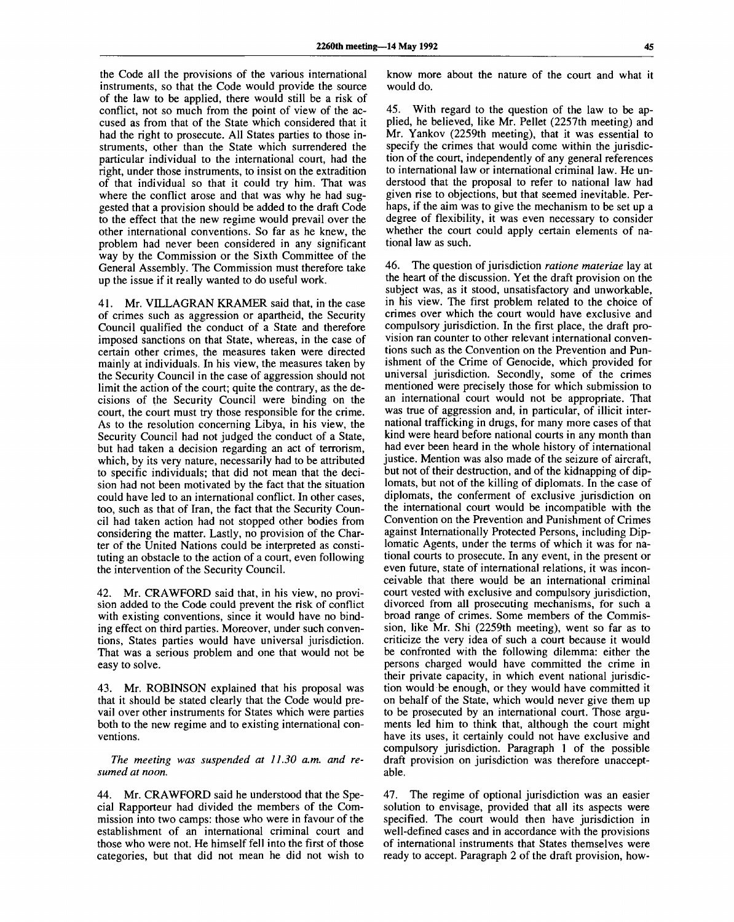the Code all the provisions of the various international instruments, so that the Code would provide the source of the law to be applied, there would still be a risk of conflict, not so much from the point of view of the accused as from that of the State which considered that it had the right to prosecute. All States parties to those instruments, other than the State which surrendered the particular individual to the international court, had the right, under those instruments, to insist on the extradition of that individual so that it could try him. That was where the conflict arose and that was why he had suggested that a provision should be added to the draft Code to the effect that the new regime would prevail over the other international conventions. So far as he knew, the problem had never been considered in any significant way by the Commission or the Sixth Committee of the General Assembly. The Commission must therefore take up the issue if it really wanted to do useful work.

41. Mr. VILLAGRAN KRAMER said that, in the case of crimes such as aggression or apartheid, the Security Council qualified the conduct of a State and therefore imposed sanctions on that State, whereas, in the case of certain other crimes, the measures taken were directed mainly at individuals. In his view, the measures taken by the Security Council in the case of aggression should not limit the action of the court; quite the contrary, as the decisions of the Security Council were binding on the court, the court must try those responsible for the crime. As to the resolution concerning Libya, in his view, the Security Council had not judged the conduct of a State, but had taken a decision regarding an act of terrorism, which, by its very nature, necessarily had to be attributed to specific individuals; that did not mean that the decision had not been motivated by the fact that the situation could have led to an international conflict. In other cases, too, such as that of Iran, the fact that the Security Council had taken action had not stopped other bodies from considering the matter. Lastly, no provision of the Charter of the United Nations could be interpreted as constituting an obstacle to the action of a court, even following the intervention of the Security Council.

42. Mr. CRAWFORD said that, in his view, no provision added to the Code could prevent the risk of conflict with existing conventions, since it would have no binding effect on third parties. Moreover, under such conventions, States parties would have universal jurisdiction. That was a serious problem and one that would not be easy to solve.

43. Mr. ROBINSON explained that his proposal was that it should be stated clearly that the Code would prevail over other instruments for States which were parties both to the new regime and to existing international conventions.

*The meeting was suspended at 11.30 a.m. and resumed at noon.*

44. Mr. CRAWFORD said he understood that the Special Rapporteur had divided the members of the Commission into two camps: those who were in favour of the establishment of an international criminal court and those who were not. He himself fell into the first of those categories, but that did not mean he did not wish to know more about the nature of the court and what it would do.

45. With regard to the question of the law to be applied, he believed, like Mr. Pellet (2257th meeting) and Mr. Yankov (2259th meeting), that it was essential to specify the crimes that would come within the jurisdiction of the court, independently of any general references to international law or international criminal law. He understood that the proposal to refer to national law had given rise to objections, but that seemed inevitable. Perhaps, if the aim was to give the mechanism to be set up a degree of flexibility, it was even necessary to consider whether the court could apply certain elements of national law as such.

46. The question of jurisdiction *ratione materiae* lay at the heart of the discussion. Yet the draft provision on the subject was, as it stood, unsatisfactory and unworkable, in his view. The first problem related to the choice of crimes over which the court would have exclusive and compulsory jurisdiction. In the first place, the draft provision ran counter to other relevant international conventions such as the Convention on the Prevention and Punishment of the Crime of Genocide, which provided for universal jurisdiction. Secondly, some of the crimes mentioned were precisely those for which submission to an international court would not be appropriate. That was true of aggression and, in particular, of illicit international trafficking in drugs, for many more cases of that kind were heard before national courts in any month than had ever been heard in the whole history of international justice. Mention was also made of the seizure of aircraft, but not of their destruction, and of the kidnapping of diplomats, but not of the killing of diplomats. In the case of diplomats, the conferment of exclusive jurisdiction on the international court would be incompatible with the Convention on the Prevention and Punishment of Crimes against Internationally Protected Persons, including Diplomatic Agents, under the terms of which it was for national courts to prosecute. In any event, in the present or even future, state of international relations, it was inconceivable that there would be an international criminal court vested with exclusive and compulsory jurisdiction, divorced from all prosecuting mechanisms, for such a broad range of crimes. Some members of the Commission, like Mr. Shi (2259th meeting), went so far as to criticize the very idea of such a court because it would be confronted with the following dilemma: either the persons charged would have committed the crime in their private capacity, in which event national jurisdiction would be enough, or they would have committed it on behalf of the State, which would never give them up to be prosecuted by an international court. Those arguments led him to think that, although the court might have its uses, it certainly could not have exclusive and compulsory jurisdiction. Paragraph 1 of the possible draft provision on jurisdiction was therefore unacceptable.

47. The regime of optional jurisdiction was an easier solution to envisage, provided that all its aspects were specified. The court would then have jurisdiction in well-defined cases and in accordance with the provisions of international instruments that States themselves were ready to accept. Paragraph 2 of the draft provision, how-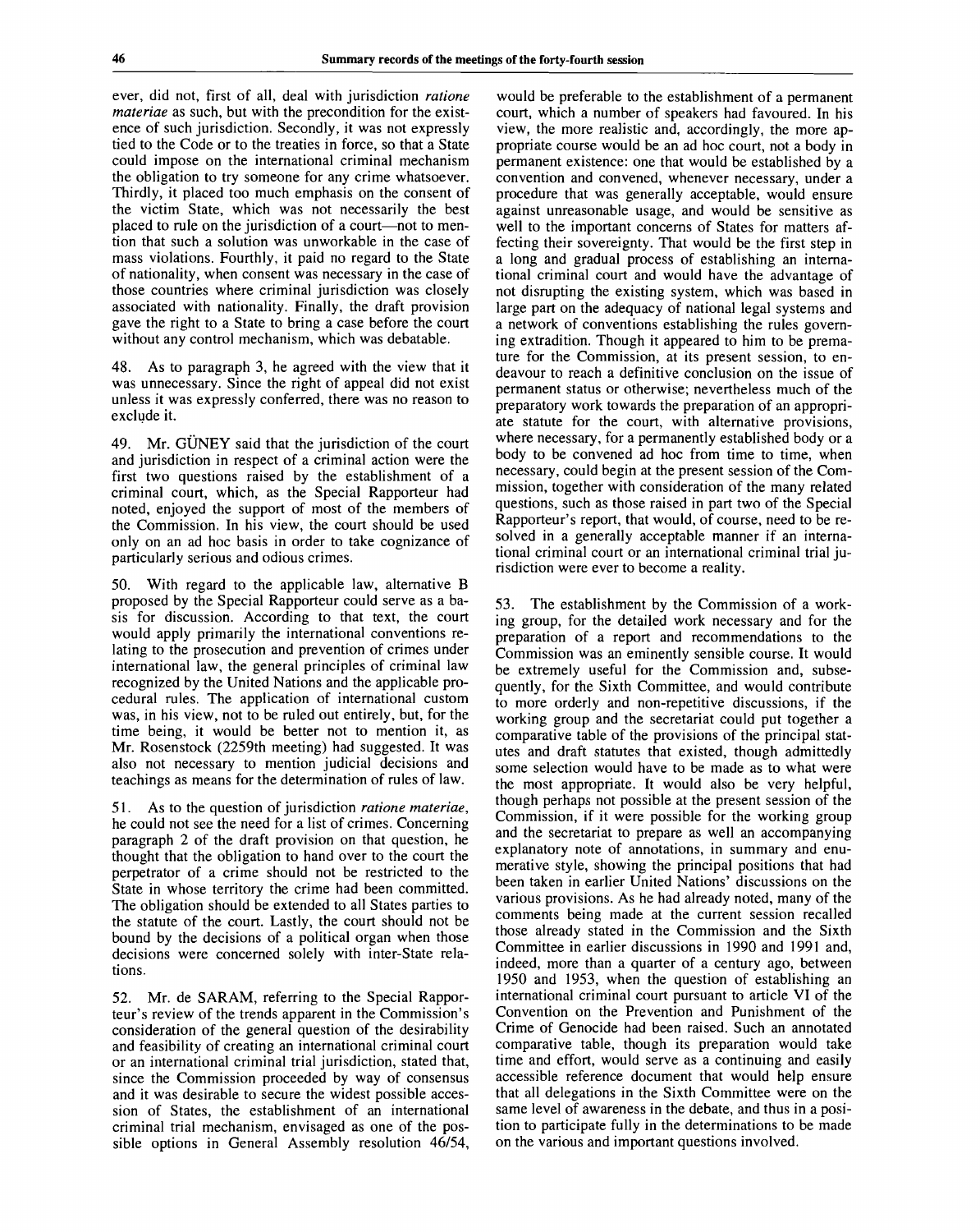ever, did not, first of all, deal with jurisdiction *ratione materiae* as such, but with the precondition for the existence of such jurisdiction. Secondly, it was not expressly tied to the Code or to the treaties in force, so that a State could impose on the international criminal mechanism the obligation to try someone for any crime whatsoever. Thirdly, it placed too much emphasis on the consent of the victim State, which was not necessarily the best placed to rule on the jurisdiction of a court—not to mention that such a solution was unworkable in the case of mass violations. Fourthly, it paid no regard to the State of nationality, when consent was necessary in the case of those countries where criminal jurisdiction was closely associated with nationality. Finally, the draft provision gave the right to a State to bring a case before the court without any control mechanism, which was debatable.

48. As to paragraph 3, he agreed with the view that it was unnecessary. Since the right of appeal did not exist unless it was expressly conferred, there was no reason to exclude it.

49. Mr. GÜNEY said that the jurisdiction of the court and jurisdiction in respect of a criminal action were the first two questions raised by the establishment of a criminal court, which, as the Special Rapporteur had noted, enjoyed the support of most of the members of the Commission. In his view, the court should be used only on an ad hoc basis in order to take cognizance of particularly serious and odious crimes.

50. With regard to the applicable law, alternative B proposed by the Special Rapporteur could serve as a basis for discussion. According to that text, the court would apply primarily the international conventions relating to the prosecution and prevention of crimes under international law, the general principles of criminal law recognized by the United Nations and the applicable procedural rules. The application of international custom was, in his view, not to be ruled out entirely, but, for the time being, it would be better not to mention it, as Mr. Rosenstock (2259th meeting) had suggested. It was also not necessary to mention judicial decisions and teachings as means for the determination of rules of law.

51. As to the question of jurisdiction *ratione materiae*, he could not see the need for a list of crimes. Concerning paragraph 2 of the draft provision on that question, he thought that the obligation to hand over to the court the perpetrator of a crime should not be restricted to the State in whose territory the crime had been committed. The obligation should be extended to all States parties to the statute of the court. Lastly, the court should not be bound by the decisions of a political organ when those decisions were concerned solely with inter-State relations.

52. Mr. de SARAM, referring to the Special Rapporteur's review of the trends apparent in the Commission's consideration of the general question of the desirability and feasibility of creating an international criminal court or an international criminal trial jurisdiction, stated that, since the Commission proceeded by way of consensus and it was desirable to secure the widest possible accession of States, the establishment of an international criminal trial mechanism, envisaged as one of the possible options in General Assembly resolution 46/54, would be preferable to the establishment of a permanent court, which a number of speakers had favoured. In his view, the more realistic and, accordingly, the more appropriate course would be an ad hoc court, not a body in permanent existence: one that would be established by a convention and convened, whenever necessary, under a procedure that was generally acceptable, would ensure against unreasonable usage, and would be sensitive as well to the important concerns of States for matters affecting their sovereignty. That would be the first step in a long and gradual process of establishing an international criminal court and would have the advantage of not disrupting the existing system, which was based in large part on the adequacy of national legal systems and a network of conventions establishing the rules governing extradition. Though it appeared to him to be premature for the Commission, at its present session, to endeavour to reach a definitive conclusion on the issue of permanent status or otherwise; nevertheless much of the preparatory work towards the preparation of an appropriate statute for the court, with alternative provisions, where necessary, for a permanently established body or a body to be convened ad hoc from time to time, when necessary, could begin at the present session of the Commission, together with consideration of the many related questions, such as those raised in part two of the Special Rapporteur's report, that would, of course, need to be resolved in a generally acceptable manner if an international criminal court or an international criminal trial jurisdiction were ever to become a reality.

53. The establishment by the Commission of a working group, for the detailed work necessary and for the preparation of a report and recommendations to the Commission was an eminently sensible course. It would be extremely useful for the Commission and, subsequently, for the Sixth Committee, and would contribute to more orderly and non-repetitive discussions, if the working group and the secretariat could put together a comparative table of the provisions of the principal statutes and draft statutes that existed, though admittedly some selection would have to be made as to what were the most appropriate. It would also be very helpful, though perhaps not possible at the present session of the Commission, if it were possible for the working group and the secretariat to prepare as well an accompanying explanatory note of annotations, in summary and enumerative style, showing the principal positions that had been taken in earlier United Nations' discussions on the various provisions. As he had already noted, many of the comments being made at the current session recalled those already stated in the Commission and the Sixth Committee in earlier discussions in 1990 and 1991 and, indeed, more than a quarter of a century ago, between 1950 and 1953, when the question of establishing an international criminal court pursuant to article VI of the Convention on the Prevention and Punishment of the Crime of Genocide had been raised. Such an annotated comparative table, though its preparation would take time and effort, would serve as a continuing and easily accessible reference document that would help ensure that all delegations in the Sixth Committee were on the same level of awareness in the debate, and thus in a position to participate fully in the determinations to be made on the various and important questions involved.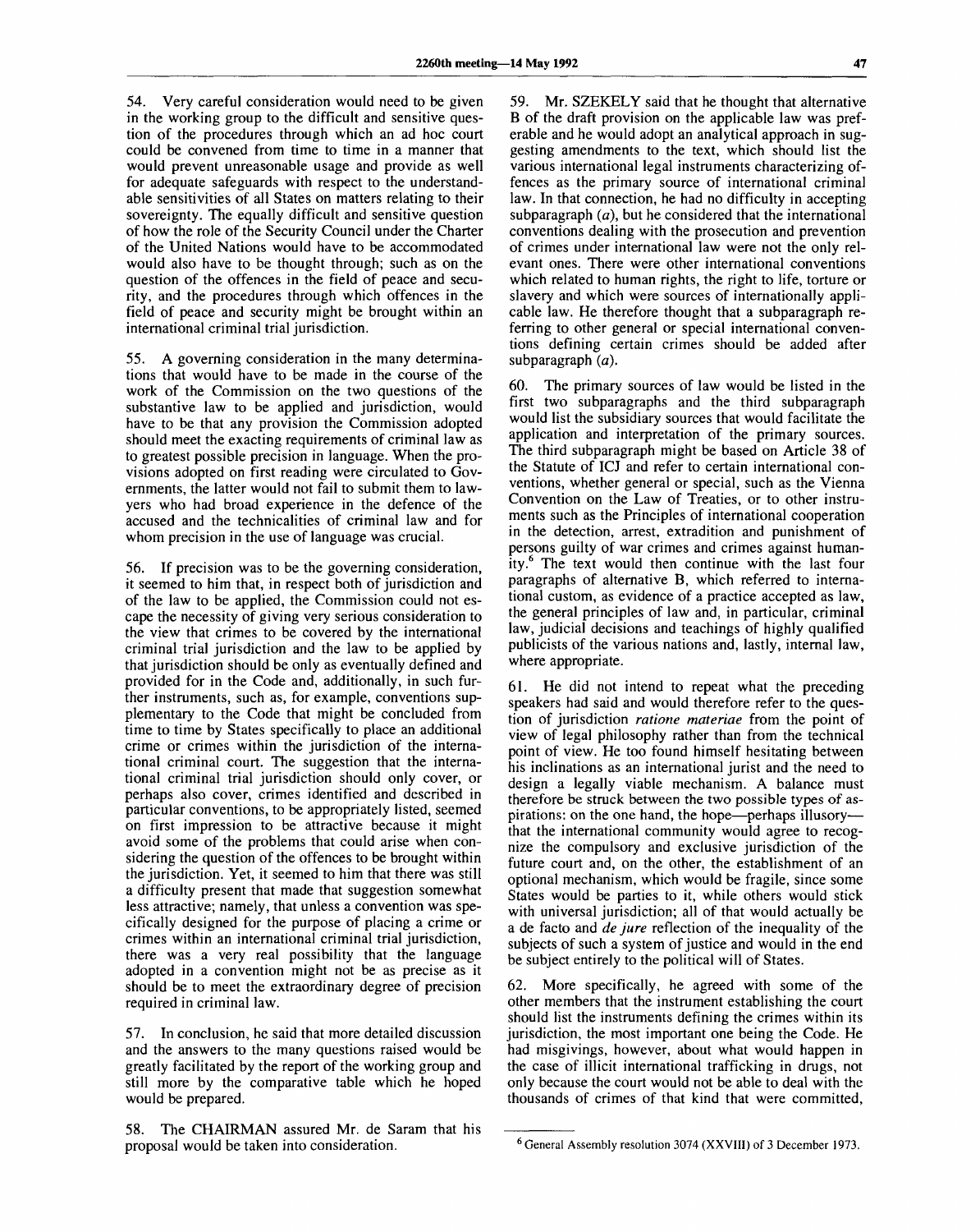54. Very careful consideration would need to be given in the working group to the difficult and sensitive question of the procedures through which an ad hoc court could be convened from time to time in a manner that would prevent unreasonable usage and provide as well for adequate safeguards with respect to the understandable sensitivities of all States on matters relating to their sovereignty. The equally difficult and sensitive question of how the role of the Security Council under the Charter of the United Nations would have to be accommodated would also have to be thought through; such as on the question of the offences in the field of peace and security, and the procedures through which offences in the field of peace and security might be brought within an international criminal trial jurisdiction.

55. A governing consideration in the many determinations that would have to be made in the course of the work of the Commission on the two questions of the substantive law to be applied and jurisdiction, would have to be that any provision the Commission adopted should meet the exacting requirements of criminal law as to greatest possible precision in language. When the provisions adopted on first reading were circulated to Governments, the latter would not fail to submit them to lawyers who had broad experience in the defence of the accused and the technicalities of criminal law and for whom precision in the use of language was crucial.

56. If precision was to be the governing consideration, it seemed to him that, in respect both of jurisdiction and of the law to be applied, the Commission could not escape the necessity of giving very serious consideration to the view that crimes to be covered by the international criminal trial jurisdiction and the law to be applied by that jurisdiction should be only as eventually defined and provided for in the Code and, additionally, in such further instruments, such as, for example, conventions supplementary to the Code that might be concluded from time to time by States specifically to place an additional crime or crimes within the jurisdiction of the international criminal court. The suggestion that the international criminal trial jurisdiction should only cover, or perhaps also cover, crimes identified and described in particular conventions, to be appropriately listed, seemed on first impression to be attractive because it might avoid some of the problems that could arise when considering the question of the offences to be brought within the jurisdiction. Yet, it seemed to him that there was still a difficulty present that made that suggestion somewhat less attractive; namely, that unless a convention was specifically designed for the purpose of placing a crime or crimes within an international criminal trial jurisdiction, there was a very real possibility that the language adopted in a convention might not be as precise as it should be to meet the extraordinary degree of precision required in criminal law.

57. In conclusion, he said that more detailed discussion and the answers to the many questions raised would be greatly facilitated by the report of the working group and still more by the comparative table which he hoped would be prepared.

58. The CHAIRMAN assured Mr. de Saram that his proposal would be taken into consideration.

59. Mr. SZEKELY said that he thought that alternative B of the draft provision on the applicable law was preferable and he would adopt an analytical approach in suggesting amendments to the text, which should list the various international legal instruments characterizing offences as the primary source of international criminal law. In that connection, he had no difficulty in accepting subparagraph (*a*), but he considered that the international conventions dealing with the prosecution and prevention of crimes under international law were not the only relevant ones. There were other international conventions which related to human rights, the right to life, torture or slavery and which were sources of internationally applicable law. He therefore thought that a subparagraph referring to other general or special international conventions defining certain crimes should be added after subparagraph (*a*).

60. The primary sources of law would be listed in the first two subparagraphs and the third subparagraph would list the subsidiary sources that would facilitate the application and interpretation of the primary sources. The third subparagraph might be based on Article 38 of the Statute of ICJ and refer to certain international conventions, whether general or special, such as the Vienna Convention on the Law of Treaties, or to other instruments such as the Principles of international cooperation in the detection, arrest, extradition and punishment of persons guilty of war crimes and crimes against humanity.[6] The text would then continue with the last four paragraphs of alternative B, which referred to international custom, as evidence of a practice accepted as law, the general principles of law and, in particular, criminal law, judicial decisions and teachings of highly qualified publicists of the various nations and, lastly, internal law, where appropriate.

61. He did not intend to repeat what the preceding speakers had said and would therefore refer to the question of jurisdiction *ratione materiae* from the point of view of legal philosophy rather than from the technical point of view. He too found himself hesitating between his inclinations as an international jurist and the need to design a legally viable mechanism. A balance must therefore be struck between the two possible types of aspirations: on the one hand, the hope—perhaps illusory—that the international community would agree to recognize the compulsory and exclusive jurisdiction of the future court and, on the other, the establishment of an optional mechanism, which would be fragile, since some States would be parties to it, while others would stick with universal jurisdiction; all of that would actually be a de facto and *de jure* reflection of the inequality of the subjects of such a system of justice and would in the end be subject entirely to the political will of States.

62. More specifically, he agreed with some of the other members that the instrument establishing the court should list the instruments defining the crimes within its jurisdiction, the most important one being the Code. He had misgivings, however, about what would happen in the case of illicit international trafficking in drugs, not only because the court would not be able to deal with the thousands of crimes of that kind that were committed,

---

[6] General Assembly resolution 3074 (XXVIII) of 3 December 1973.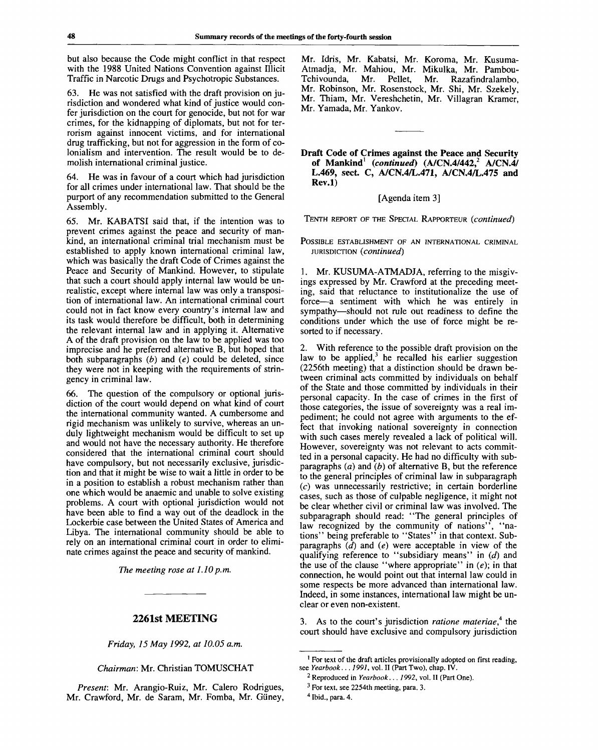but also because the Code might conflict in that respect with the 1988 United Nations Convention against Illicit Traffic in Narcotic Drugs and Psychotropic Substances.

63. He was not satisfied with the draft provision on jurisdiction and wondered what kind of justice would confer jurisdiction on the court for genocide, but not for war crimes, for the kidnapping of diplomats, but not for terrorism against innocent victims, and for international drug trafficking, but not for aggression in the form of colonialism and intervention. The result would be to demolish international criminal justice.

64. He was in favour of a court which had jurisdiction for all crimes under international law. That should be the purport of any recommendation submitted to the General Assembly.

65. Mr. KABATSI said that, if the intention was to prevent crimes against the peace and security of mankind, an international criminal trial mechanism must be established to apply known international criminal law, which was basically the draft Code of Crimes against the Peace and Security of Mankind. However, to stipulate that such a court should apply internal law would be unrealistic, except where internal law was only a transposition of international law. An international criminal court could not in fact know every country's internal law and its task would therefore be difficult, both in determining the relevant internal law and in applying it. Alternative A of the draft provision on the law to be applied was too imprecise and he preferred alternative B, but hoped that both subparagraphs (*b*) and (*e*) could be deleted, since they were not in keeping with the requirements of stringency in criminal law.

66. The question of the compulsory or optional jurisdiction of the court would depend on what kind of court the international community wanted. A cumbersome and rigid mechanism was unlikely to survive, whereas an unduly lightweight mechanism would be difficult to set up and would not have the necessary authority. He therefore considered that the international criminal court should have compulsory, but not necessarily exclusive, jurisdiction and that it might be wise to wait a little in order to be in a position to establish a robust mechanism rather than one which would be anaemic and unable to solve existing problems. A court with optional jurisdiction would not have been able to find a way out of the deadlock in the Lockerbie case between the United States of America and Libya. The international community should be able to rely on an international criminal court in order to eliminate crimes against the peace and security of mankind.

*The meeting rose at 1.10 p.m.*

## 2261st MEETING

*Friday, 15 May 1992, at 10.05 a.m.*

*Chairman*: Mr. Christian TOMUSCHAT

*Present*: Mr. Arangio-Ruiz, Mr. Calero Rodrigues, Mr. Crawford, Mr. de Saram, Mr. Fomba, Mr. Güney, Mr. Idris, Mr. Kabatsi, Mr. Koroma, Mr. Kusuma-Atmadja, Mr. Mahiou, Mr. Mikulka, Mr. Pambou-Tchivounda, Mr. Pellet, Mr. Razafindralambo, Mr. Robinson, Mr. Rosenstock, Mr. Shi, Mr. Szekely, Mr. Thiam, Mr. Vereshchetin, Mr. Villagran Kramer, Mr. Yamada, Mr. Yankov.

### Draft Code of Crimes against the Peace and Security of Mankind[1] (*continued*) (A/CN.4/442,[2] A/CN.4/L.469, sect. C, A/CN.4/L.471, A/CN.4/L.475 and Rev.1)

[Agenda item 3]

TENTH REPORT OF THE SPECIAL RAPPORTEUR (*continued*)

POSSIBLE ESTABLISHMENT OF AN INTERNATIONAL CRIMINAL JURISDICTION (*continued*)

1. Mr. KUSUMA-ATMADJA, referring to the misgivings expressed by Mr. Crawford at the preceding meeting, said that reluctance to institutionalize the use of force—a sentiment with which he was entirely in sympathy—should not rule out readiness to define the conditions under which the use of force might be resorted to if necessary.

2. With reference to the possible draft provision on the law to be applied,[3] he recalled his earlier suggestion (2256th meeting) that a distinction should be drawn between criminal acts committed by individuals on behalf of the State and those committed by individuals in their personal capacity. In the case of crimes in the first of those categories, the issue of sovereignty was a real impediment; he could not agree with arguments to the effect that invoking national sovereignty in connection with such cases merely revealed a lack of political will. However, sovereignty was not relevant to acts committed in a personal capacity. He had no difficulty with subparagraphs (*a*) and (*b*) of alternative B, but the reference to the general principles of criminal law in subparagraph (*c*) was unnecessarily restrictive; in certain borderline cases, such as those of culpable negligence, it might not be clear whether civil or criminal law was involved. The subparagraph should read: "The general principles of law recognized by the community of nations", "nations" being preferable to "States" in that context. Subparagraphs (*d*) and (*e*) were acceptable in view of the qualifying reference to "subsidiary means" in (*d*) and the use of the clause "where appropriate" in (*e*); in that connection, he would point out that internal law could in some respects be more advanced than international law. Indeed, in some instances, international law might be unclear or even non-existent.

3. As to the court's jurisdiction *ratione materiae*,[4] the court should have exclusive and compulsory jurisdiction

[1] For text of the draft articles provisionally adopted on first reading, see *Yearbook... 1991*, vol. II (Part Two), chap. IV.

[2] Reproduced in *Yearbook... 1992*, vol. II (Part One).

[3] For text, see 2254th meeting, para. 3.

[4] Ibid., para. 4.